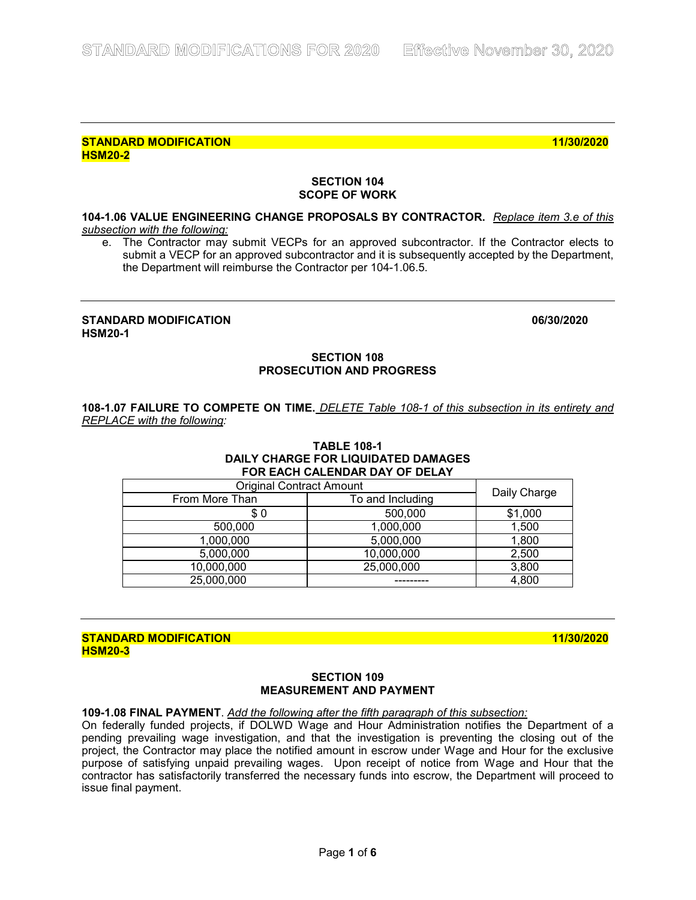**STANDARD MODIFICATION** **11/30/2020**
**HSM20-2**

## SECTION 104
## SCOPE OF WORK

**104-1.06 VALUE ENGINEERING CHANGE PROPOSALS BY CONTRACTOR.** *Replace item 3.e of this subsection with the following:*

e. The Contractor may submit VECPs for an approved subcontractor. If the Contractor elects to submit a VECP for an approved subcontractor and it is subsequently accepted by the Department, the Department will reimburse the Contractor per 104-1.06.5.

---

**STANDARD MODIFICATION** **06/30/2020**
**HSM20-1**

## SECTION 108
## PROSECUTION AND PROGRESS

**108-1.07 FAILURE TO COMPETE ON TIME.** *DELETE Table 108-1 of this subsection in its entirety and REPLACE with the following:*

**TABLE 108-1**
**DAILY CHARGE FOR LIQUIDATED DAMAGES**
**FOR EACH CALENDAR DAY OF DELAY**

| Original Contract Amount | | Daily Charge |
|---|---|---|
| From More Than | To and Including | |
| $ 0 | 500,000 | $1,000 |
| 500,000 | 1,000,000 | 1,500 |
| 1,000,000 | 5,000,000 | 1,800 |
| 5,000,000 | 10,000,000 | 2,500 |
| 10,000,000 | 25,000,000 | 3,800 |
| 25,000,000 | --------- | 4,800 |

---

**STANDARD MODIFICATION** **11/30/2020**
**HSM20-3**

## SECTION 109
## MEASUREMENT AND PAYMENT

**109-1.08 FINAL PAYMENT**. *Add the following after the fifth paragraph of this subsection:*

On federally funded projects, if DOLWD Wage and Hour Administration notifies the Department of a pending prevailing wage investigation, and that the investigation is preventing the closing out of the project, the Contractor may place the notified amount in escrow under Wage and Hour for the exclusive purpose of satisfying unpaid prevailing wages. Upon receipt of notice from Wage and Hour that the contractor has satisfactorily transferred the necessary funds into escrow, the Department will proceed to issue final payment.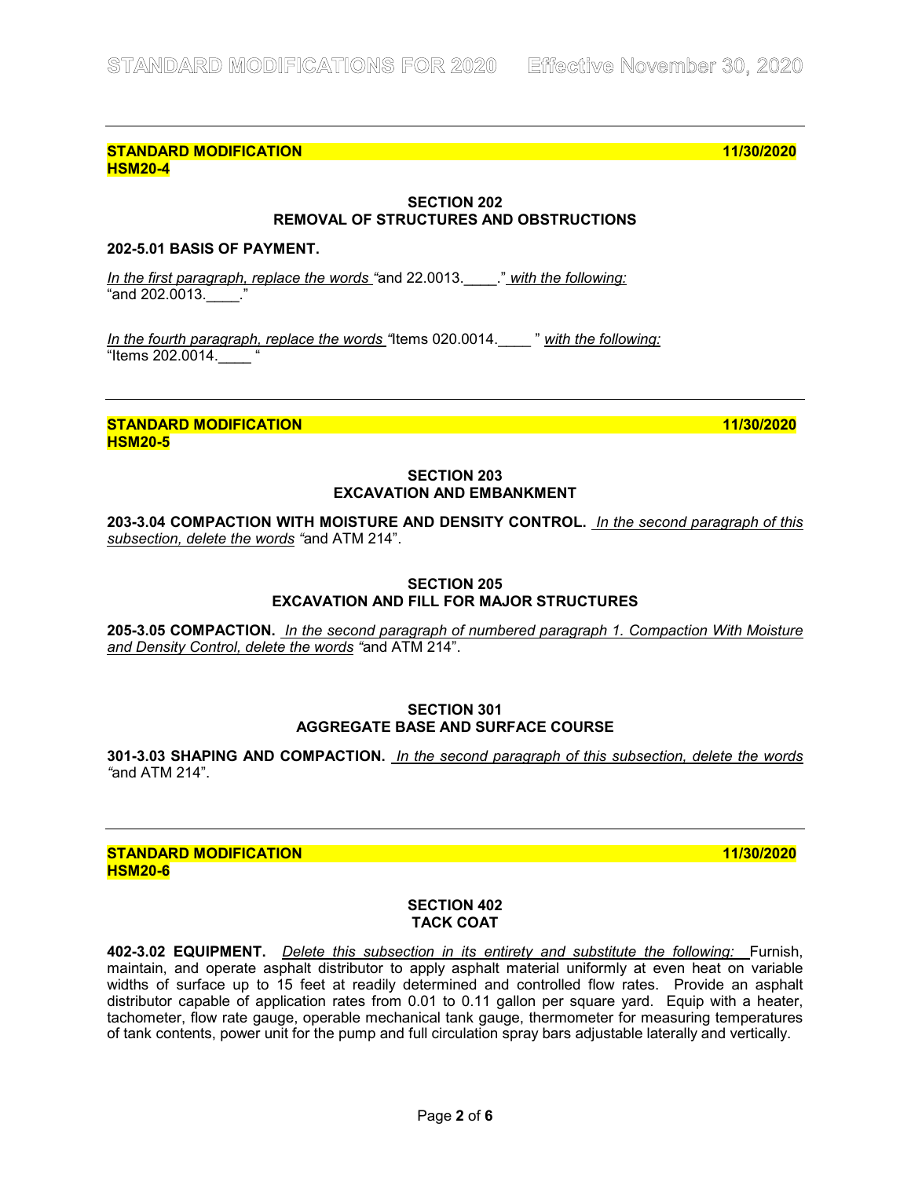---

**STANDARD MODIFICATION** **11/30/2020**
**HSM20-4**

**SECTION 202**
**REMOVAL OF STRUCTURES AND OBSTRUCTIONS**

**202-5.01 BASIS OF PAYMENT.**

*In the first paragraph, replace the words* "and 22.0013.____." *with the following:*
"and 202.0013.____."

*In the fourth paragraph, replace the words* "Items 020.0014.____ " *with the following:*
"Items 202.0014.____ "

---

**STANDARD MODIFICATION** **11/30/2020**
**HSM20-5**

**SECTION 203**
**EXCAVATION AND EMBANKMENT**

**203-3.04 COMPACTION WITH MOISTURE AND DENSITY CONTROL.** *In the second paragraph of this subsection, delete the words* "and ATM 214".

**SECTION 205**
**EXCAVATION AND FILL FOR MAJOR STRUCTURES**

**205-3.05 COMPACTION.** *In the second paragraph of numbered paragraph 1. Compaction With Moisture and Density Control, delete the words* "and ATM 214".

**SECTION 301**
**AGGREGATE BASE AND SURFACE COURSE**

**301-3.03 SHAPING AND COMPACTION.** *In the second paragraph of this subsection, delete the words* "and ATM 214".

---

**STANDARD MODIFICATION** **11/30/2020**
**HSM20-6**

**SECTION 402**
**TACK COAT**

**402-3.02 EQUIPMENT.** *Delete this subsection in its entirety and substitute the following:* Furnish, maintain, and operate asphalt distributor to apply asphalt material uniformly at even heat on variable widths of surface up to 15 feet at readily determined and controlled flow rates. Provide an asphalt distributor capable of application rates from 0.01 to 0.11 gallon per square yard. Equip with a heater, tachometer, flow rate gauge, operable mechanical tank gauge, thermometer for measuring temperatures of tank contents, power unit for the pump and full circulation spray bars adjustable laterally and vertically.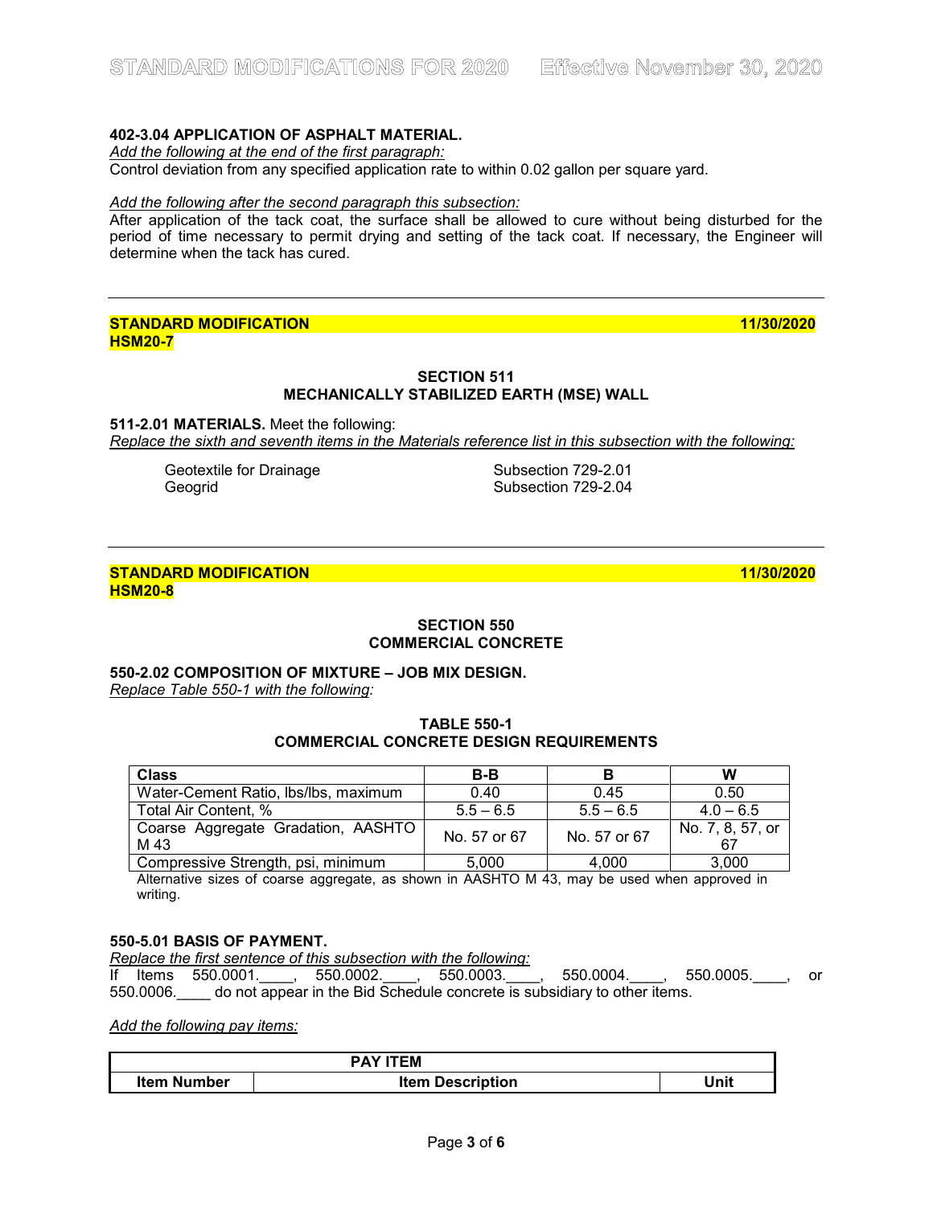**402-3.04 APPLICATION OF ASPHALT MATERIAL.**
*Add the following at the end of the first paragraph:*
Control deviation from any specified application rate to within 0.02 gallon per square yard.

*Add the following after the second paragraph this subsection:*
After application of the tack coat, the surface shall be allowed to cure without being disturbed for the period of time necessary to permit drying and setting of the tack coat. If necessary, the Engineer will determine when the tack has cured.

---

**STANDARD MODIFICATION** **11/30/2020**
**HSM20-7**

## SECTION 511
## MECHANICALLY STABILIZED EARTH (MSE) WALL

**511-2.01 MATERIALS.** Meet the following:
*Replace the sixth and seventh items in the Materials reference list in this subsection with the following:*

| | |
|---|---|
| Geotextile for Drainage | Subsection 729-2.01 |
| Geogrid | Subsection 729-2.04 |

---

**STANDARD MODIFICATION** **11/30/2020**
**HSM20-8**

## SECTION 550
## COMMERCIAL CONCRETE

**550-2.02 COMPOSITION OF MIXTURE – JOB MIX DESIGN.**
*Replace Table 550-1 with the following:*

**TABLE 550-1**
**COMMERCIAL CONCRETE DESIGN REQUIREMENTS**

| Class | B-B | B | W |
|---|---|---|---|
| Water-Cement Ratio, lbs/lbs, maximum | 0.40 | 0.45 | 0.50 |
| Total Air Content, % | 5.5 – 6.5 | 5.5 – 6.5 | 4.0 – 6.5 |
| Coarse Aggregate Gradation, AASHTO M 43 | No. 57 or 67 | No. 57 or 67 | No. 7, 8, 57, or 67 |
| Compressive Strength, psi, minimum | 5,000 | 4,000 | 3,000 |

Alternative sizes of coarse aggregate, as shown in AASHTO M 43, may be used when approved in writing.

**550-5.01 BASIS OF PAYMENT.**
*Replace the first sentence of this subsection with the following:*
If Items 550.0001.____, 550.0002.____, 550.0003.____, 550.0004.____, 550.0005.____, or 550.0006.____ do not appear in the Bid Schedule concrete is subsidiary to other items.

*Add the following pay items:*

| PAY ITEM | | |
|---|---|---|
| **Item Number** | **Item Description** | **Unit** |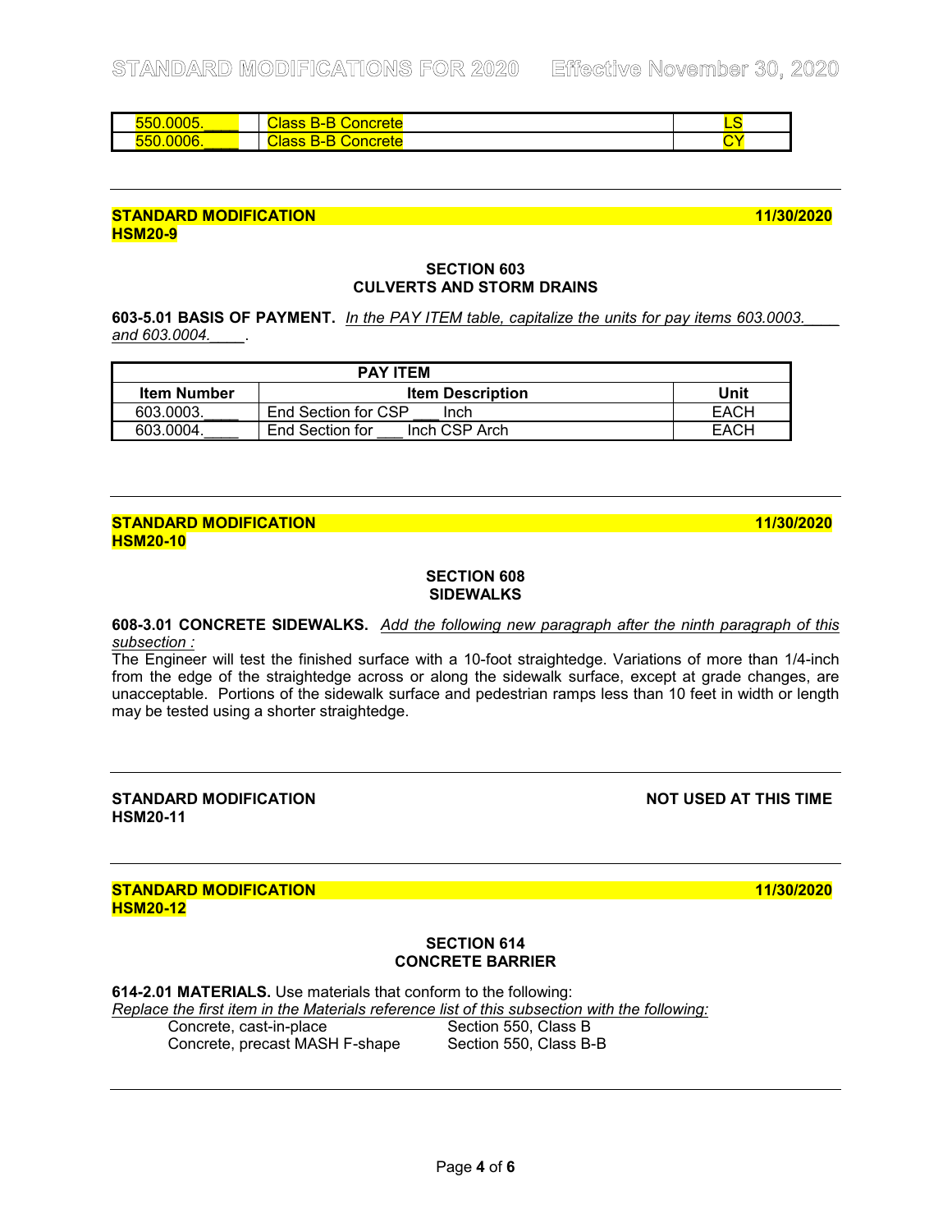| 550.0005.____ | Class B-B Concrete | LS |
|---|---|---|
| 550.0006.____ | Class B-B Concrete | CY |

---

**STANDARD MODIFICATION** **11/30/2020**
**HSM20-9**

**SECTION 603**
**CULVERTS AND STORM DRAINS**

**603-5.01 BASIS OF PAYMENT.** *In the PAY ITEM table, capitalize the units for pay items 603.0003.____ and 603.0004.____.*

| PAY ITEM | | |
|---|---|---|
| **Item Number** | **Item Description** | **Unit** |
| 603.0003.____ | End Section for CSP ___ Inch | EACH |
| 603.0004.____ | End Section for ___ Inch CSP Arch | EACH |

---

**STANDARD MODIFICATION** **11/30/2020**
**HSM20-10**

**SECTION 608**
**SIDEWALKS**

**608-3.01 CONCRETE SIDEWALKS.** *Add the following new paragraph after the ninth paragraph of this subsection :*
The Engineer will test the finished surface with a 10-foot straightedge. Variations of more than 1/4-inch from the edge of the straightedge across or along the sidewalk surface, except at grade changes, are unacceptable. Portions of the sidewalk surface and pedestrian ramps less than 10 feet in width or length may be tested using a shorter straightedge.

---

**STANDARD MODIFICATION** **NOT USED AT THIS TIME**
**HSM20-11**

---

**STANDARD MODIFICATION** **11/30/2020**
**HSM20-12**

**SECTION 614**
**CONCRETE BARRIER**

**614-2.01 MATERIALS.** Use materials that conform to the following:
*Replace the first item in the Materials reference list of this subsection with the following:*

| | |
|---|---|
| Concrete, cast-in-place | Section 550, Class B |
| Concrete, precast MASH F-shape | Section 550, Class B-B |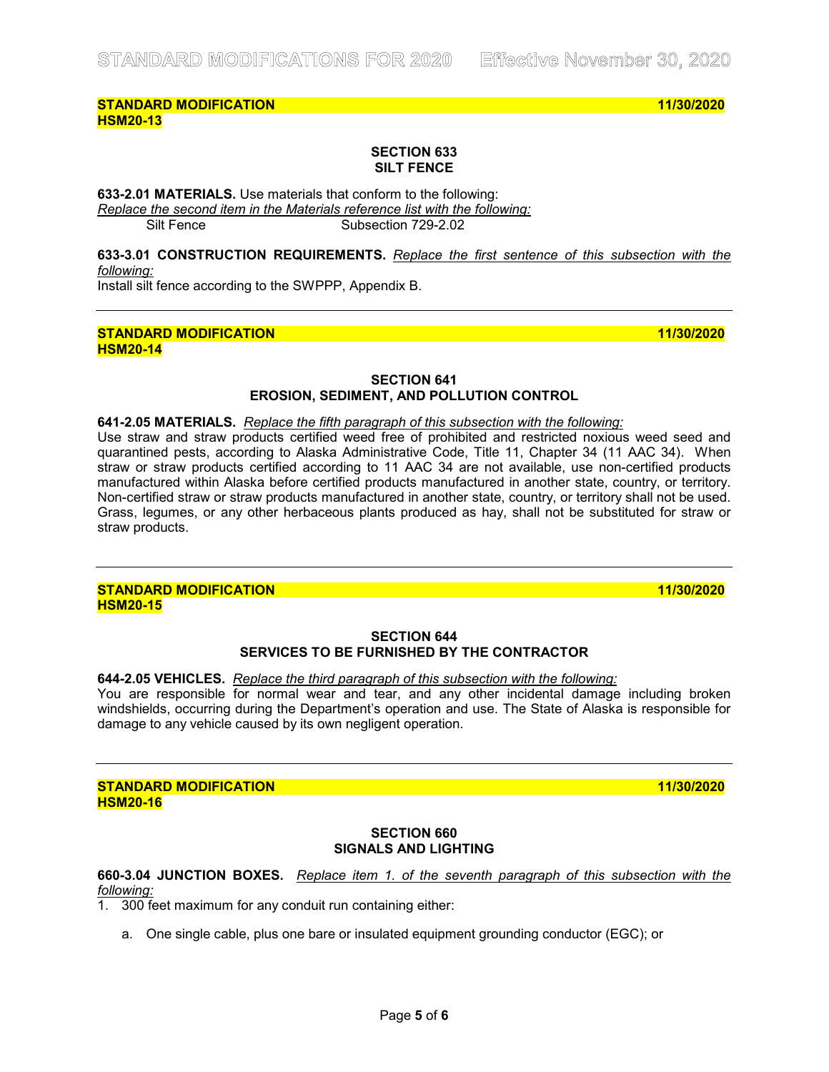**STANDARD MODIFICATION** **11/30/2020**
**HSM20-13**

## SECTION 633
## SILT FENCE

**633-2.01 MATERIALS.** Use materials that conform to the following:
*Replace the second item in the Materials reference list with the following:*

Silt Fence Subsection 729-2.02

**633-3.01 CONSTRUCTION REQUIREMENTS.** *Replace the first sentence of this subsection with the following:*
Install silt fence according to the SWPPP, Appendix B.

---

**STANDARD MODIFICATION** **11/30/2020**
**HSM20-14**

## SECTION 641
## EROSION, SEDIMENT, AND POLLUTION CONTROL

**641-2.05 MATERIALS.** *Replace the fifth paragraph of this subsection with the following:*
Use straw and straw products certified weed free of prohibited and restricted noxious weed seed and quarantined pests, according to Alaska Administrative Code, Title 11, Chapter 34 (11 AAC 34). When straw or straw products certified according to 11 AAC 34 are not available, use non-certified products manufactured within Alaska before certified products manufactured in another state, country, or territory. Non-certified straw or straw products manufactured in another state, country, or territory shall not be used. Grass, legumes, or any other herbaceous plants produced as hay, shall not be substituted for straw or straw products.

---

**STANDARD MODIFICATION** **11/30/2020**
**HSM20-15**

## SECTION 644
## SERVICES TO BE FURNISHED BY THE CONTRACTOR

**644-2.05 VEHICLES.** *Replace the third paragraph of this subsection with the following:*
You are responsible for normal wear and tear, and any other incidental damage including broken windshields, occurring during the Department's operation and use. The State of Alaska is responsible for damage to any vehicle caused by its own negligent operation.

---

**STANDARD MODIFICATION** **11/30/2020**
**HSM20-16**

## SECTION 660
## SIGNALS AND LIGHTING

**660-3.04 JUNCTION BOXES.** *Replace item 1. of the seventh paragraph of this subsection with the following:*

1. 300 feet maximum for any conduit run containing either:

   a. One single cable, plus one bare or insulated equipment grounding conductor (EGC); or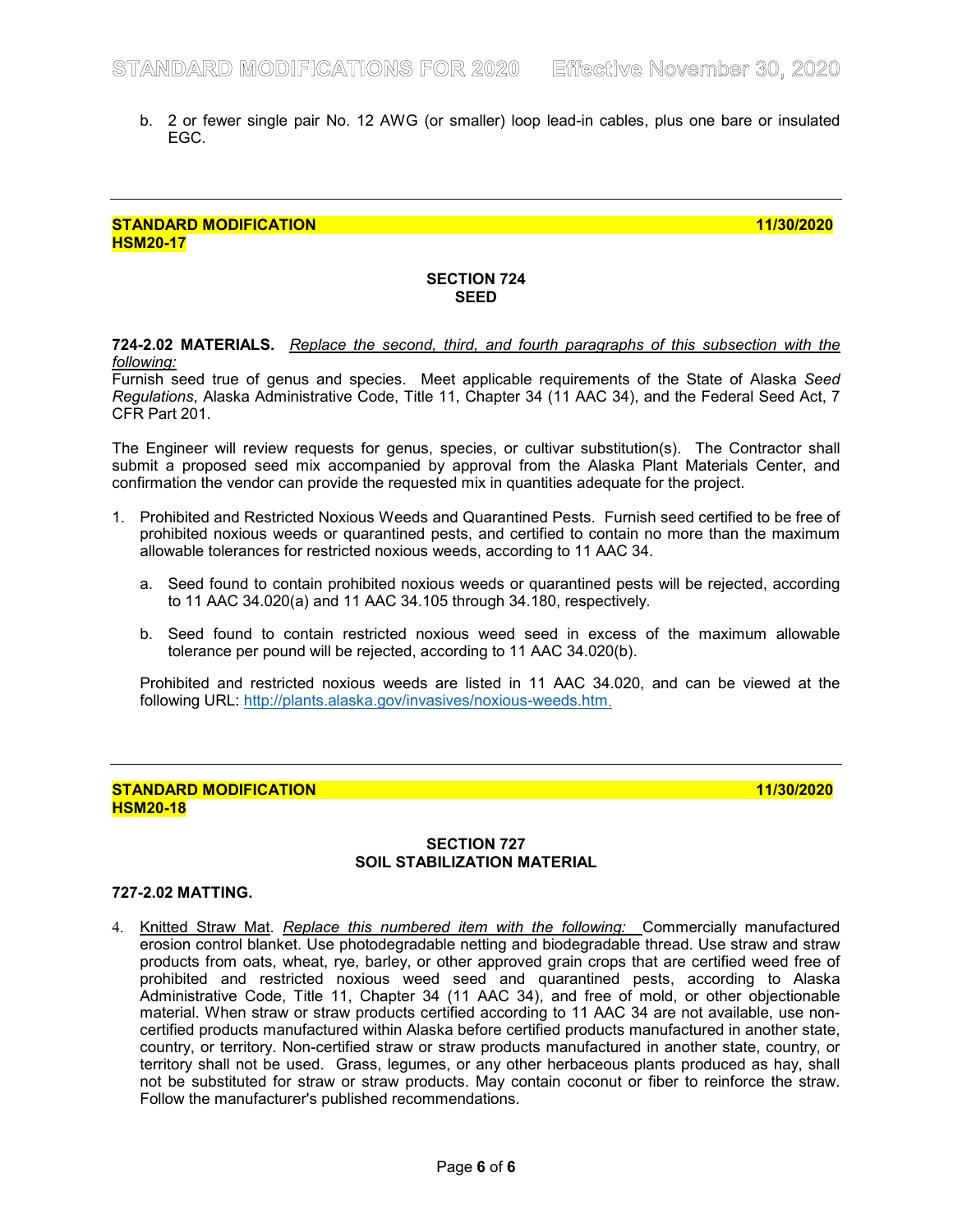b. 2 or fewer single pair No. 12 AWG (or smaller) loop lead-in cables, plus one bare or insulated EGC.

---

**STANDARD MODIFICATION** **11/30/2020**
**HSM20-17**

## SECTION 724
## SEED

**724-2.02 MATERIALS.** *Replace the second, third, and fourth paragraphs of this subsection with the following:*
Furnish seed true of genus and species. Meet applicable requirements of the State of Alaska *Seed Regulations*, Alaska Administrative Code, Title 11, Chapter 34 (11 AAC 34), and the Federal Seed Act, 7 CFR Part 201.

The Engineer will review requests for genus, species, or cultivar substitution(s). The Contractor shall submit a proposed seed mix accompanied by approval from the Alaska Plant Materials Center, and confirmation the vendor can provide the requested mix in quantities adequate for the project.

1. Prohibited and Restricted Noxious Weeds and Quarantined Pests. Furnish seed certified to be free of prohibited noxious weeds or quarantined pests, and certified to contain no more than the maximum allowable tolerances for restricted noxious weeds, according to 11 AAC 34.

   a. Seed found to contain prohibited noxious weeds or quarantined pests will be rejected, according to 11 AAC 34.020(a) and 11 AAC 34.105 through 34.180, respectively.

   b. Seed found to contain restricted noxious weed seed in excess of the maximum allowable tolerance per pound will be rejected, according to 11 AAC 34.020(b).

   Prohibited and restricted noxious weeds are listed in 11 AAC 34.020, and can be viewed at the following URL: http://plants.alaska.gov/invasives/noxious-weeds.htm.

---

**STANDARD MODIFICATION** **11/30/2020**
**HSM20-18**

## SECTION 727
## SOIL STABILIZATION MATERIAL

**727-2.02 MATTING.**

4. Knitted Straw Mat. *Replace this numbered item with the following:* Commercially manufactured erosion control blanket. Use photodegradable netting and biodegradable thread. Use straw and straw products from oats, wheat, rye, barley, or other approved grain crops that are certified weed free of prohibited and restricted noxious weed seed and quarantined pests, according to Alaska Administrative Code, Title 11, Chapter 34 (11 AAC 34), and free of mold, or other objectionable material. When straw or straw products certified according to 11 AAC 34 are not available, use non-certified products manufactured within Alaska before certified products manufactured in another state, country, or territory. Non-certified straw or straw products manufactured in another state, country, or territory shall not be used. Grass, legumes, or any other herbaceous plants produced as hay, shall not be substituted for straw or straw products. May contain coconut or fiber to reinforce the straw. Follow the manufacturer's published recommendations.